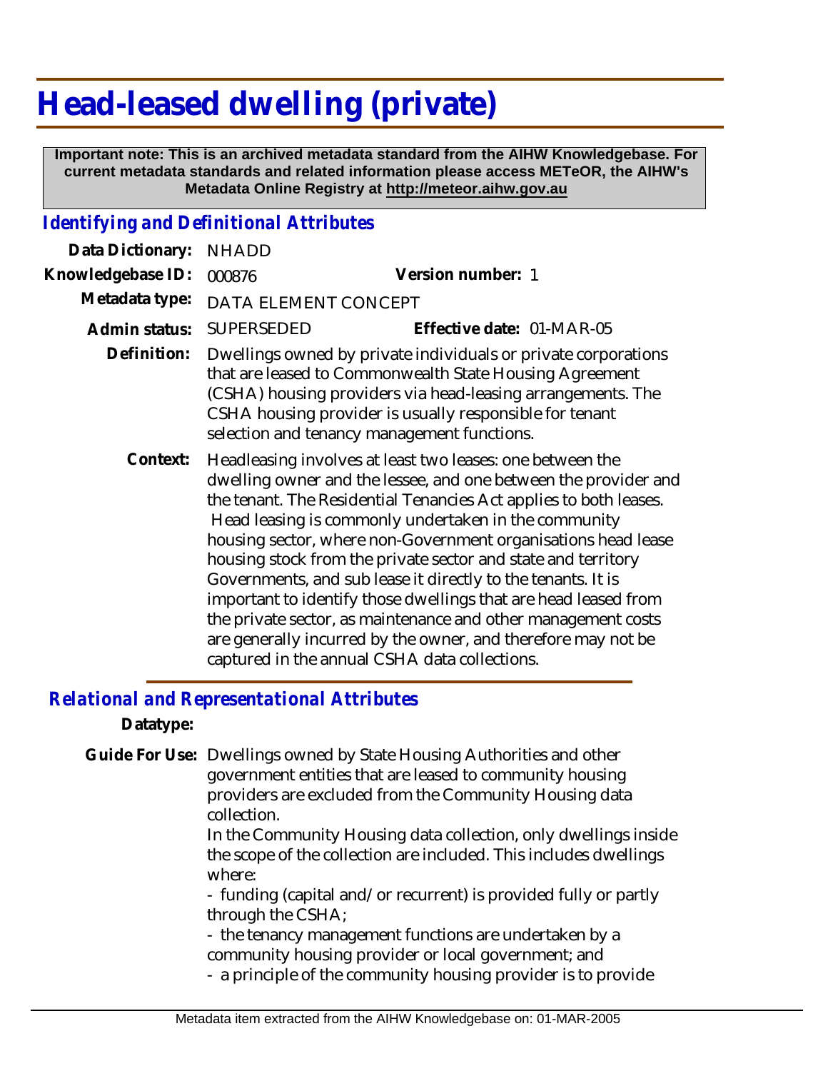# Head-leased dwelling (private)

**Important note: This is an archived metadata standard from the AIHW Knowledgebase. For current metadata standards and related information please access METeOR, the AIHW's Metadata Online Registry at http://meteor.aihw.gov.au**

## *Identifying and Definitional Attributes*

**Data Dictionary:** NHADD

**Knowledgebase ID:** 000876 **Version number:** 1

**Metadata type:** DATA ELEMENT CONCEPT

**Admin status:** SUPERSEDED **Effective date:** 01-MAR-05

**Definition:** Dwellings owned by private individuals or private corporations that are leased to Commonwealth State Housing Agreement (CSHA) housing providers via head-leasing arrangements. The CSHA housing provider is usually responsible for tenant selection and tenancy management functions.

**Context:** Headleasing involves at least two leases: one between the dwelling owner and the lessee, and one between the provider and the tenant. The Residential Tenancies Act applies to both leases. Head leasing is commonly undertaken in the community housing sector, where non-Government organisations head lease housing stock from the private sector and state and territory Governments, and sub lease it directly to the tenants. It is important to identify those dwellings that are head leased from the private sector, as maintenance and other management costs are generally incurred by the owner, and therefore may not be captured in the annual CSHA data collections.

## *Relational and Representational Attributes*

**Datatype:**

**Guide For Use:** Dwellings owned by State Housing Authorities and other government entities that are leased to community housing providers are excluded from the Community Housing data collection.

In the Community Housing data collection, only dwellings inside the scope of the collection are included. This includes dwellings where:

- funding (capital and/or recurrent) is provided fully or partly through the CSHA;
- the tenancy management functions are undertaken by a community housing provider or local government; and
- a principle of the community housing provider is to provide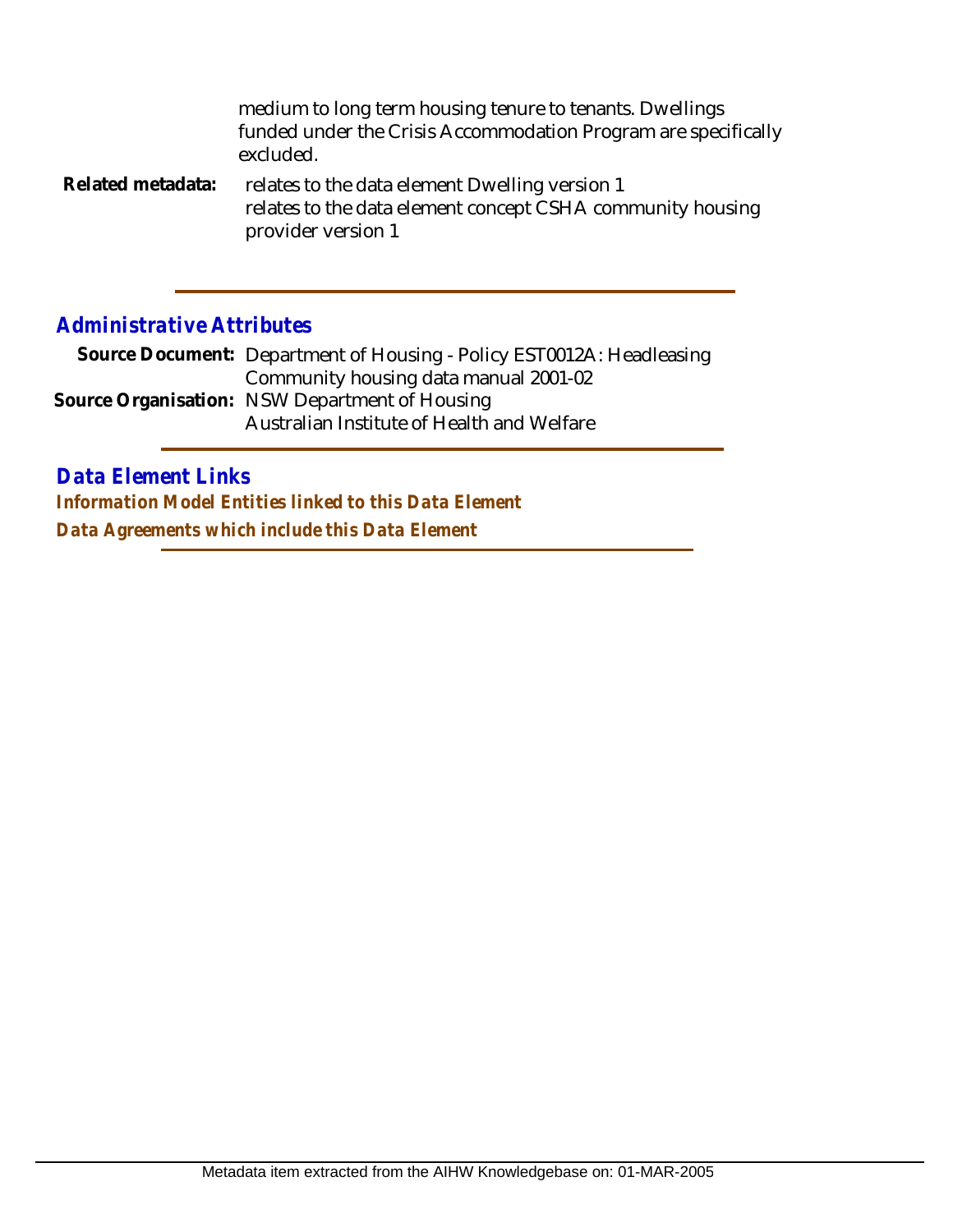medium to long term housing tenure to tenants. Dwellings funded under the Crisis Accommodation Program are specifically excluded.

**Related metadata:** relates to the data element Dwelling version 1
relates to the data element concept CSHA community housing provider version 1

## Administrative Attributes

**Source Document:** Department of Housing - Policy EST0012A: Headleasing
Community housing data manual 2001-02

**Source Organisation:** NSW Department of Housing
Australian Institute of Health and Welfare

## Data Element Links

***Information Model Entities linked to this Data Element***

***Data Agreements which include this Data Element***

Metadata item extracted from the AIHW Knowledgebase on: 01-MAR-2005